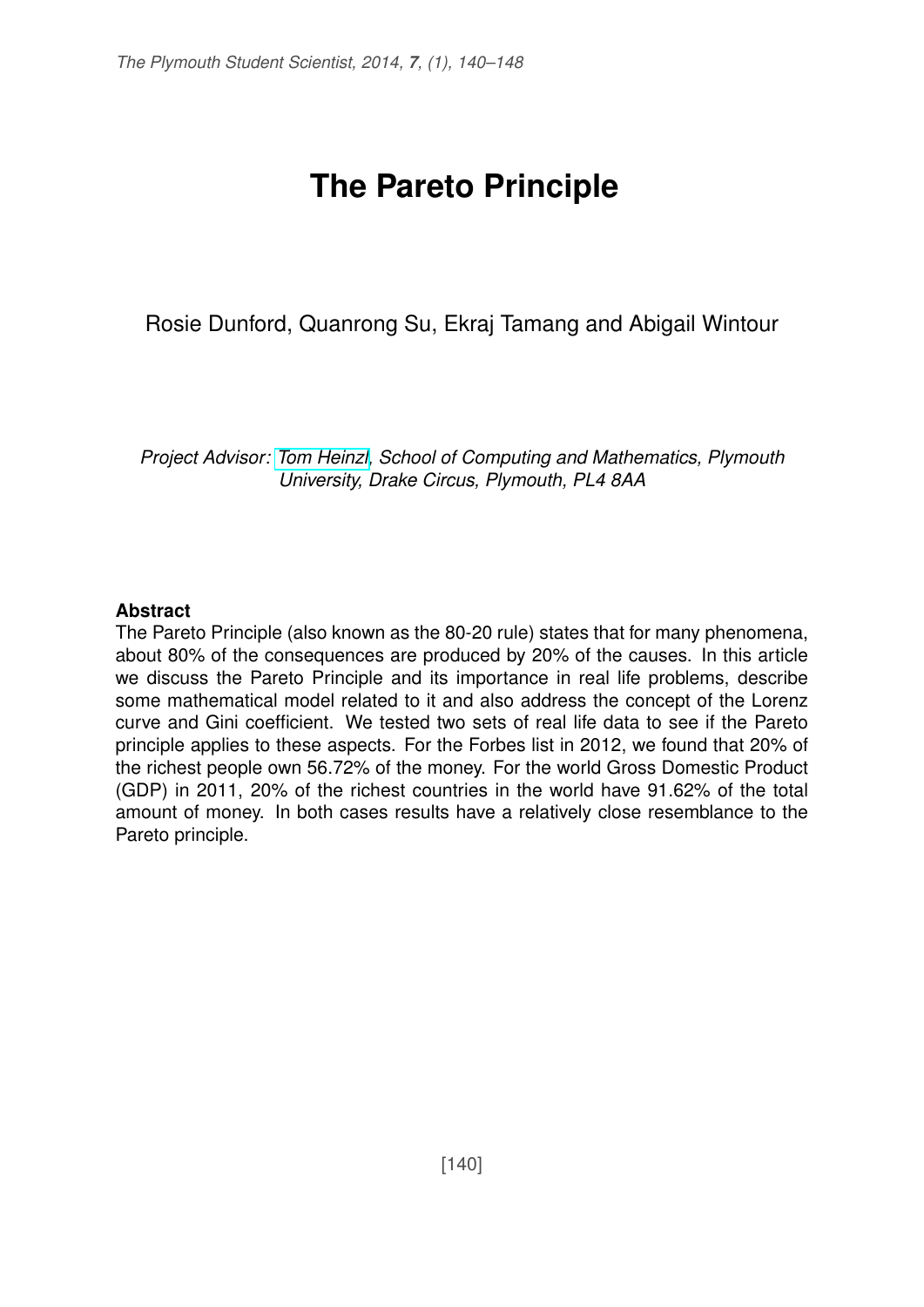# The Pareto Principle

Rosie Dunford, Quanrong Su, Ekraj Tamang and Abigail Wintour

*Project Advisor: Tom Heinzl, School of Computing and Mathematics, Plymouth University, Drake Circus, Plymouth, PL4 8AA*

## Abstract

The Pareto Principle (also known as the 80-20 rule) states that for many phenomena, about 80% of the consequences are produced by 20% of the causes. In this article we discuss the Pareto Principle and its importance in real life problems, describe some mathematical model related to it and also address the concept of the Lorenz curve and Gini coefficient. We tested two sets of real life data to see if the Pareto principle applies to these aspects. For the Forbes list in 2012, we found that 20% of the richest people own 56.72% of the money. For the world Gross Domestic Product (GDP) in 2011, 20% of the richest countries in the world have 91.62% of the total amount of money. In both cases results have a relatively close resemblance to the Pareto principle.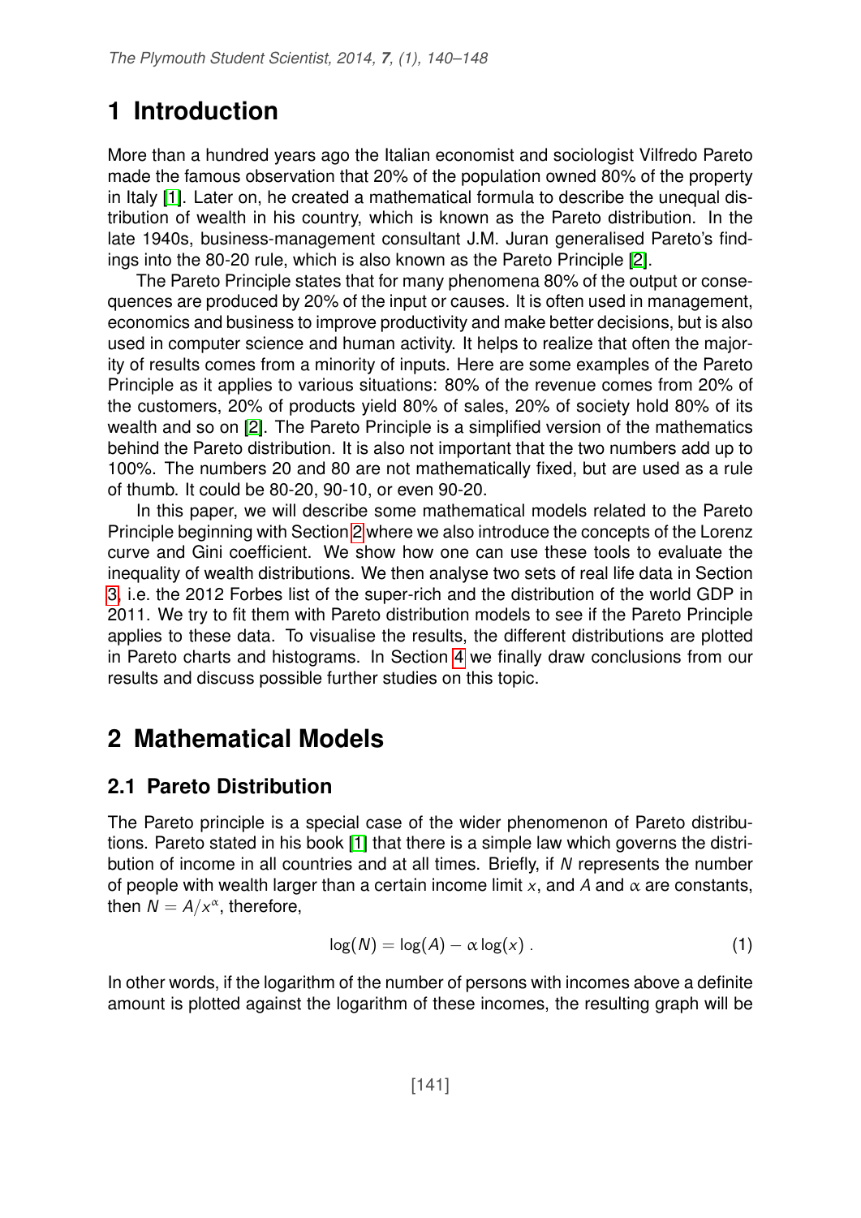# 1 Introduction

More than a hundred years ago the Italian economist and sociologist Vilfredo Pareto made the famous observation that 20% of the population owned 80% of the property in Italy [1]. Later on, he created a mathematical formula to describe the unequal distribution of wealth in his country, which is known as the Pareto distribution. In the late 1940s, business-management consultant J.M. Juran generalised Pareto's findings into the 80-20 rule, which is also known as the Pareto Principle [2].

The Pareto Principle states that for many phenomena 80% of the output or consequences are produced by 20% of the input or causes. It is often used in management, economics and business to improve productivity and make better decisions, but is also used in computer science and human activity. It helps to realize that often the majority of results comes from a minority of inputs. Here are some examples of the Pareto Principle as it applies to various situations: 80% of the revenue comes from 20% of the customers, 20% of products yield 80% of sales, 20% of society hold 80% of its wealth and so on [2]. The Pareto Principle is a simplified version of the mathematics behind the Pareto distribution. It is also not important that the two numbers add up to 100%. The numbers 20 and 80 are not mathematically fixed, but are used as a rule of thumb. It could be 80-20, 90-10, or even 90-20.

In this paper, we will describe some mathematical models related to the Pareto Principle beginning with Section 2 where we also introduce the concepts of the Lorenz curve and Gini coefficient. We show how one can use these tools to evaluate the inequality of wealth distributions. We then analyse two sets of real life data in Section 3, i.e. the 2012 Forbes list of the super-rich and the distribution of the world GDP in 2011. We try to fit them with Pareto distribution models to see if the Pareto Principle applies to these data. To visualise the results, the different distributions are plotted in Pareto charts and histograms. In Section 4 we finally draw conclusions from our results and discuss possible further studies on this topic.

# 2 Mathematical Models

## 2.1 Pareto Distribution

The Pareto principle is a special case of the wider phenomenon of Pareto distributions. Pareto stated in his book [1] that there is a simple law which governs the distribution of income in all countries and at all times. Briefly, if $N$ represents the number of people with wealth larger than a certain income limit $x$, and $A$ and $\alpha$ are constants, then $N = A/x^{\alpha}$, therefore,

$$\log(N) = \log(A) - \alpha \log(x) \, . \tag{1}$$

In other words, if the logarithm of the number of persons with incomes above a definite amount is plotted against the logarithm of these incomes, the resulting graph will be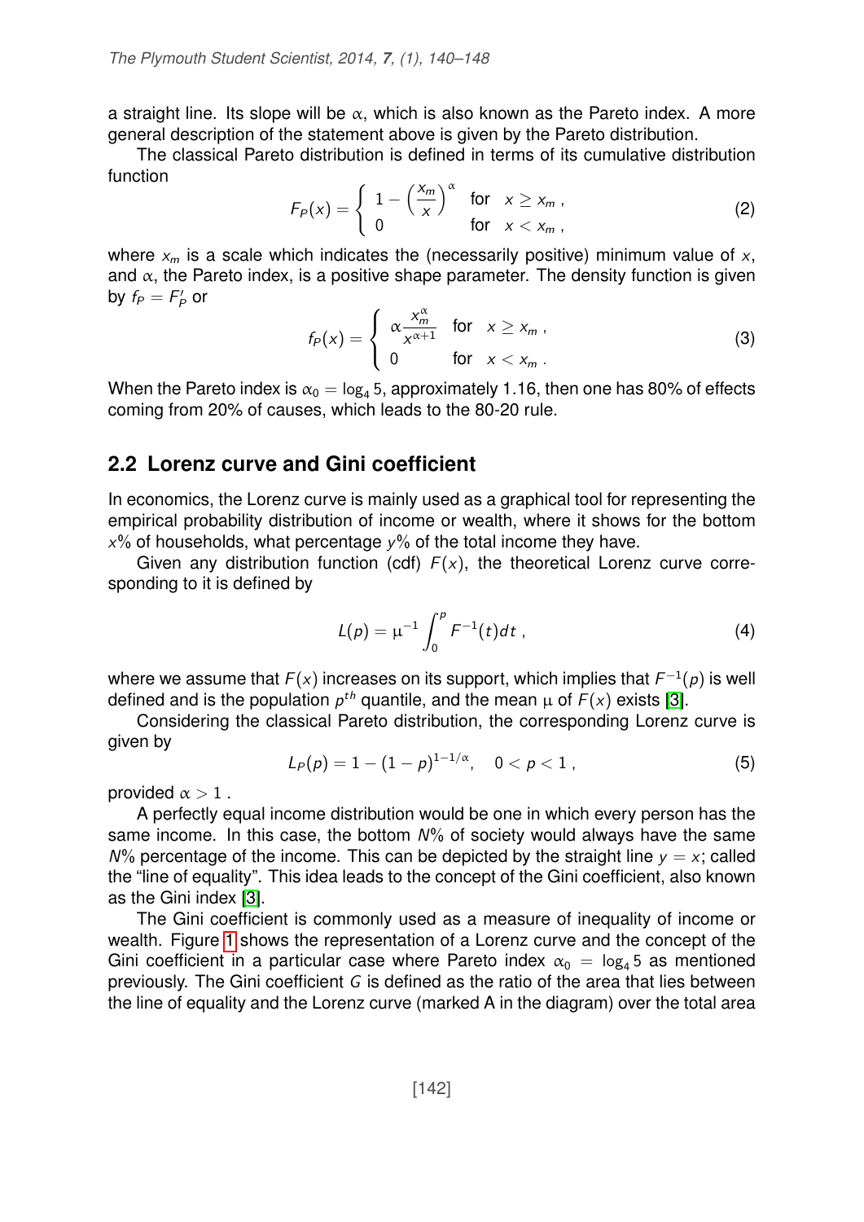a straight line. Its slope will be $\alpha$, which is also known as the Pareto index. A more general description of the statement above is given by the Pareto distribution.

The classical Pareto distribution is defined in terms of its cumulative distribution function

$$F_P(x) = \begin{cases} 1 - \left(\frac{x_m}{x}\right)^{\alpha} & \text{for} \quad x \geq x_m \,, \\ 0 & \text{for} \quad x < x_m \,, \end{cases} \tag{2}$$

where $x_m$ is a scale which indicates the (necessarily positive) minimum value of $x$, and $\alpha$, the Pareto index, is a positive shape parameter. The density function is given by $f_P = F_P'$ or

$$f_P(x) = \begin{cases} \alpha \frac{x_m^{\alpha}}{x^{\alpha+1}} & \text{for} \quad x \geq x_m \,, \\ 0 & \text{for} \quad x < x_m \,. \end{cases} \tag{3}$$

When the Pareto index is $\alpha_0 = \log_4 5$, approximately 1.16, then one has 80% of effects coming from 20% of causes, which leads to the 80-20 rule.

## 2.2 Lorenz curve and Gini coefficient

In economics, the Lorenz curve is mainly used as a graphical tool for representing the empirical probability distribution of income or wealth, where it shows for the bottom $x$% of households, what percentage $y$% of the total income they have.

Given any distribution function (cdf) $F(x)$, the theoretical Lorenz curve corresponding to it is defined by

$$L(p) = \mu^{-1} \int_0^p F^{-1}(t)dt \,, \tag{4}$$

where we assume that $F(x)$ increases on its support, which implies that $F^{-1}(p)$ is well defined and is the population $p^{th}$ quantile, and the mean $\mu$ of $F(x)$ exists [3].

Considering the classical Pareto distribution, the corresponding Lorenz curve is given by

$$L_P(p) = 1 - (1-p)^{1-1/\alpha}, \quad 0 < p < 1 \,, \tag{5}$$

provided $\alpha > 1$ .

A perfectly equal income distribution would be one in which every person has the same income. In this case, the bottom $N$% of society would always have the same $N$% percentage of the income. This can be depicted by the straight line $y = x$; called the "line of equality". This idea leads to the concept of the Gini coefficient, also known as the Gini index [3].

The Gini coefficient is commonly used as a measure of inequality of income or wealth. Figure 1 shows the representation of a Lorenz curve and the concept of the Gini coefficient in a particular case where Pareto index $\alpha_0 = \log_4 5$ as mentioned previously. The Gini coefficient $G$ is defined as the ratio of the area that lies between the line of equality and the Lorenz curve (marked A in the diagram) over the total area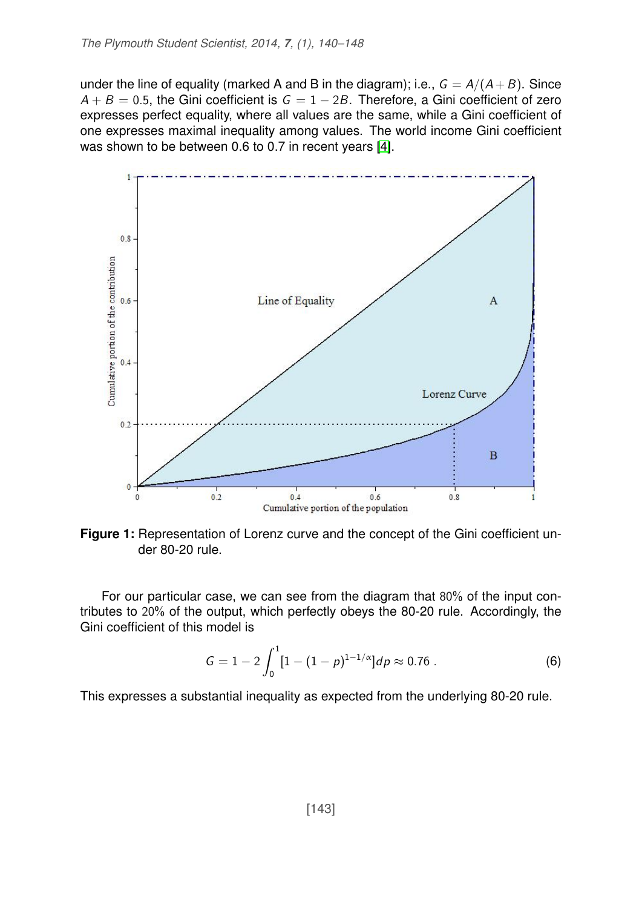under the line of equality (marked A and B in the diagram); i.e., $G = A/(A+B)$. Since $A + B = 0.5$, the Gini coefficient is $G = 1 - 2B$. Therefore, a Gini coefficient of zero expresses perfect equality, where all values are the same, while a Gini coefficient of one expresses maximal inequality among values. The world income Gini coefficient was shown to be between 0.6 to 0.7 in recent years [4].

**Figure 1:** Representation of Lorenz curve and the concept of the Gini coefficient under 80-20 rule.

For our particular case, we can see from the diagram that 80% of the input contributes to 20% of the output, which perfectly obeys the 80-20 rule. Accordingly, the Gini coefficient of this model is

$$G = 1 - 2\int_0^1 [1 - (1-p)^{1-1/\alpha}]dp \approx 0.76 \; . \tag{6}$$

This expresses a substantial inequality as expected from the underlying 80-20 rule.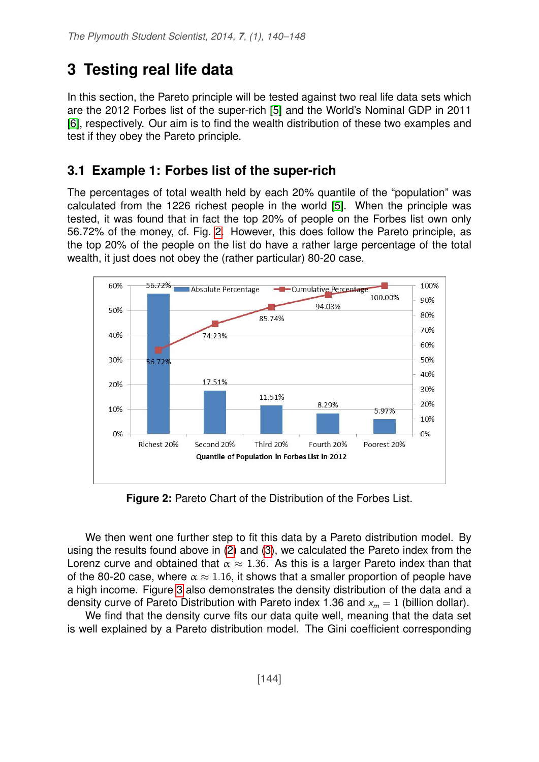# 3 Testing real life data

In this section, the Pareto principle will be tested against two real life data sets which are the 2012 Forbes list of the super-rich [5] and the World's Nominal GDP in 2011 [6], respectively. Our aim is to find the wealth distribution of these two examples and test if they obey the Pareto principle.

## 3.1 Example 1: Forbes list of the super-rich

The percentages of total wealth held by each 20% quantile of the "population" was calculated from the 1226 richest people in the world [5]. When the principle was tested, it was found that in fact the top 20% of people on the Forbes list own only 56.72% of the money, cf. Fig. 2. However, this does follow the Pareto principle, as the top 20% of the people on the list do have a rather large percentage of the total wealth, it just does not obey the (rather particular) 80-20 case.

| Quantile of Population in Forbes List in 2012 | Absolute Percentage | Cumulative Percentage |
|---|---|---|
| Richest 20% | 56.72% | 56.72% |
| Second 20% | 17.51% | 74.23% |
| Third 20% | 11.51% | 85.74% |
| Fourth 20% | 8.29% | 94.03% |
| Poorest 20% | 5.97% | 100.00% |

**Figure 2:** Pareto Chart of the Distribution of the Forbes List.

We then went one further step to fit this data by a Pareto distribution model. By using the results found above in (2) and (3), we calculated the Pareto index from the Lorenz curve and obtained that $\alpha \approx 1.36$. As this is a larger Pareto index than that of the 80-20 case, where $\alpha \approx 1.16$, it shows that a smaller proportion of people have a high income. Figure 3 also demonstrates the density distribution of the data and a density curve of Pareto Distribution with Pareto index 1.36 and $x_m = 1$ (billion dollar).

We find that the density curve fits our data quite well, meaning that the data set is well explained by a Pareto distribution model. The Gini coefficient corresponding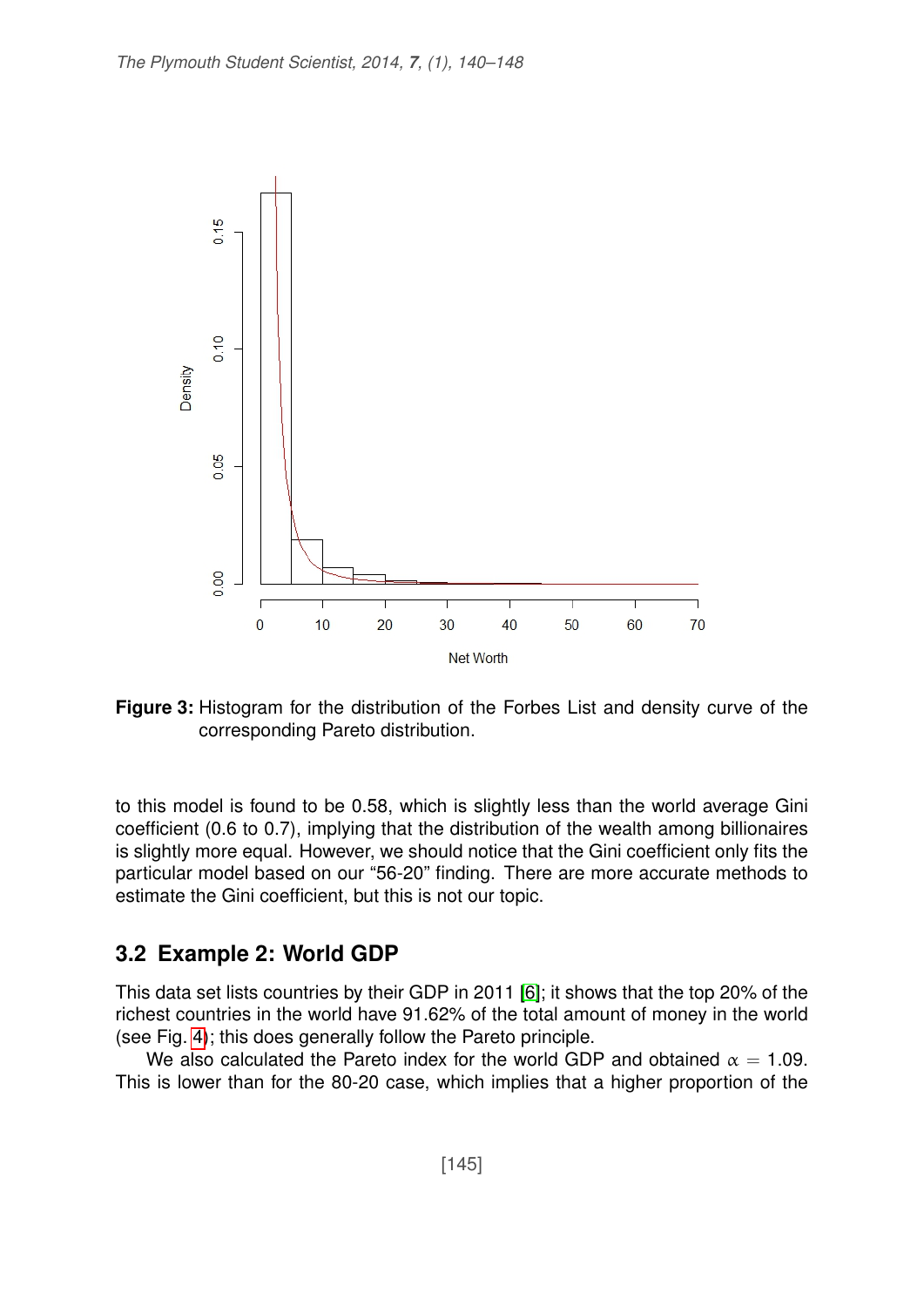**Figure 3:** Histogram for the distribution of the Forbes List and density curve of the corresponding Pareto distribution.

to this model is found to be 0.58, which is slightly less than the world average Gini coefficient (0.6 to 0.7), implying that the distribution of the wealth among billionaires is slightly more equal. However, we should notice that the Gini coefficient only fits the particular model based on our "56-20" finding. There are more accurate methods to estimate the Gini coefficient, but this is not our topic.

## 3.2 Example 2: World GDP

This data set lists countries by their GDP in 2011 [6]; it shows that the top 20% of the richest countries in the world have 91.62% of the total amount of money in the world (see Fig. 4); this does generally follow the Pareto principle.

We also calculated the Pareto index for the world GDP and obtained $\alpha = 1.09$. This is lower than for the 80-20 case, which implies that a higher proportion of the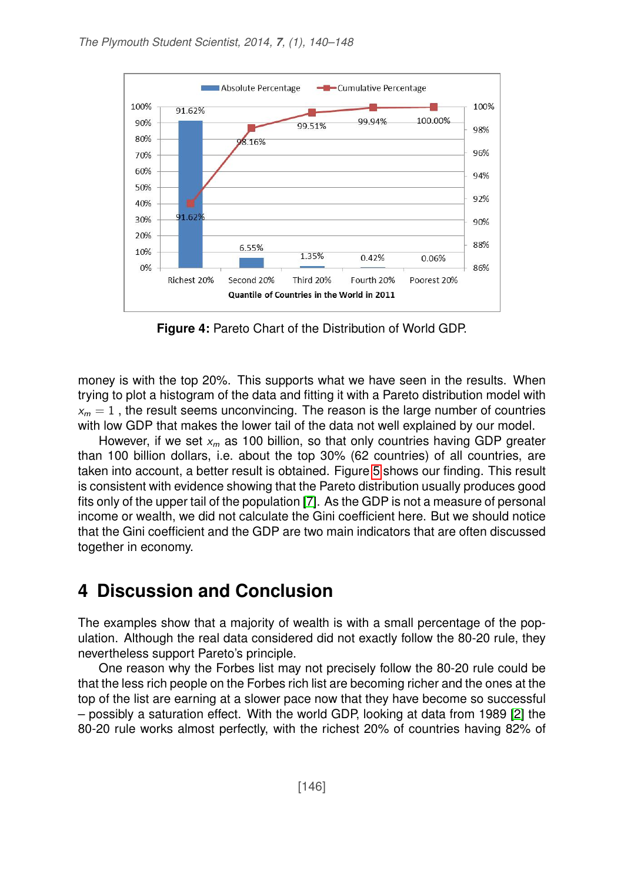**Figure 4:** Pareto Chart of the Distribution of World GDP.

money is with the top 20%. This supports what we have seen in the results. When trying to plot a histogram of the data and fitting it with a Pareto distribution model with $x_m = 1$ , the result seems unconvincing. The reason is the large number of countries with low GDP that makes the lower tail of the data not well explained by our model.

However, if we set $x_m$ as 100 billion, so that only countries having GDP greater than 100 billion dollars, i.e. about the top 30% (62 countries) of all countries, are taken into account, a better result is obtained. Figure 5 shows our finding. This result is consistent with evidence showing that the Pareto distribution usually produces good fits only of the upper tail of the population [7]. As the GDP is not a measure of personal income or wealth, we did not calculate the Gini coefficient here. But we should notice that the Gini coefficient and the GDP are two main indicators that are often discussed together in economy.

## 4 Discussion and Conclusion

The examples show that a majority of wealth is with a small percentage of the population. Although the real data considered did not exactly follow the 80-20 rule, they nevertheless support Pareto's principle.

One reason why the Forbes list may not precisely follow the 80-20 rule could be that the less rich people on the Forbes rich list are becoming richer and the ones at the top of the list are earning at a slower pace now that they have become so successful – possibly a saturation effect. With the world GDP, looking at data from 1989 [2] the 80-20 rule works almost perfectly, with the richest 20% of countries having 82% of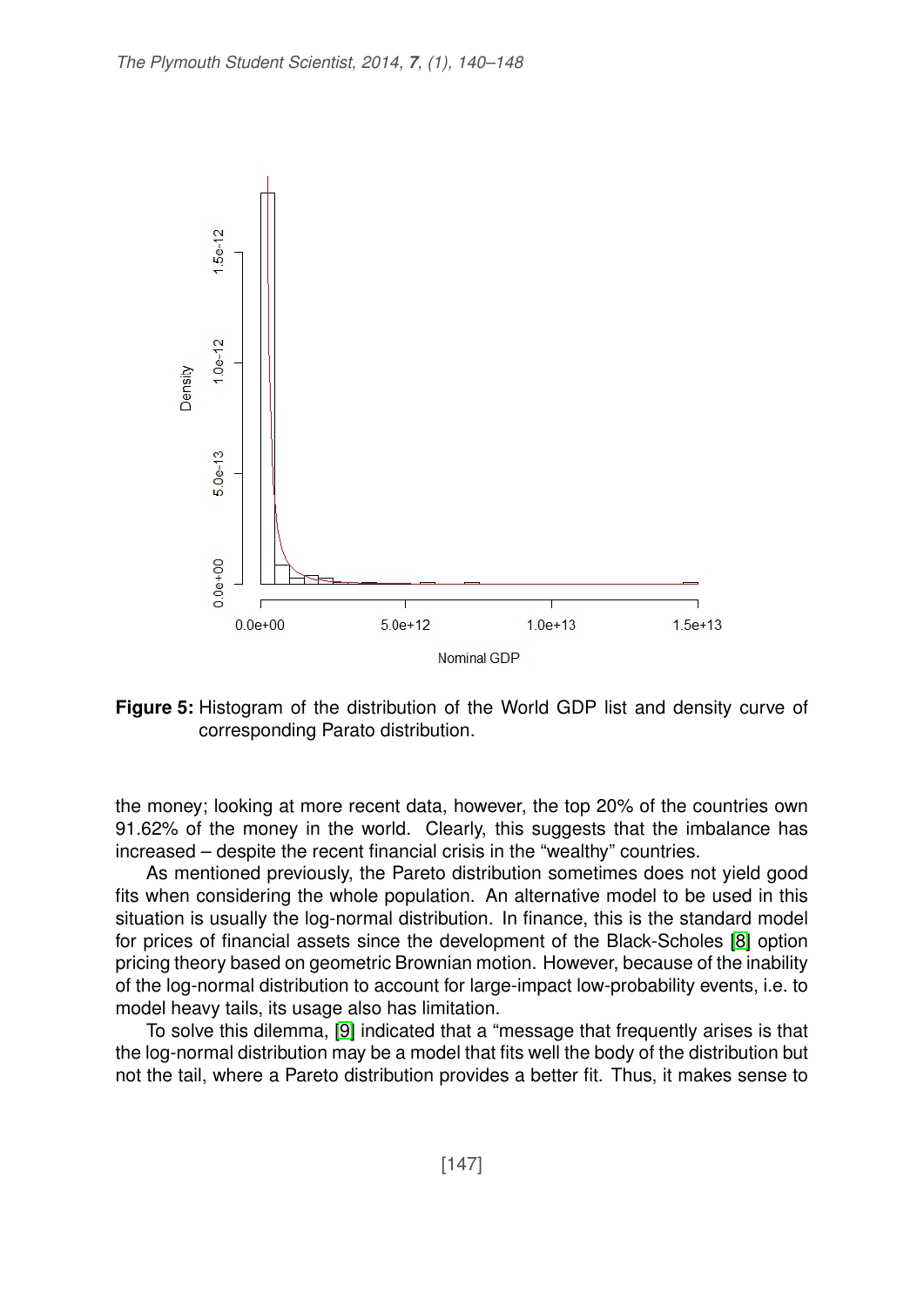**Figure 5:** Histogram of the distribution of the World GDP list and density curve of corresponding Parato distribution.

the money; looking at more recent data, however, the top 20% of the countries own 91.62% of the money in the world. Clearly, this suggests that the imbalance has increased – despite the recent financial crisis in the "wealthy" countries.

As mentioned previously, the Pareto distribution sometimes does not yield good fits when considering the whole population. An alternative model to be used in this situation is usually the log-normal distribution. In finance, this is the standard model for prices of financial assets since the development of the Black-Scholes [8] option pricing theory based on geometric Brownian motion. However, because of the inability of the log-normal distribution to account for large-impact low-probability events, i.e. to model heavy tails, its usage also has limitation.

To solve this dilemma, [9] indicated that a "message that frequently arises is that the log-normal distribution may be a model that fits well the body of the distribution but not the tail, where a Pareto distribution provides a better fit. Thus, it makes sense to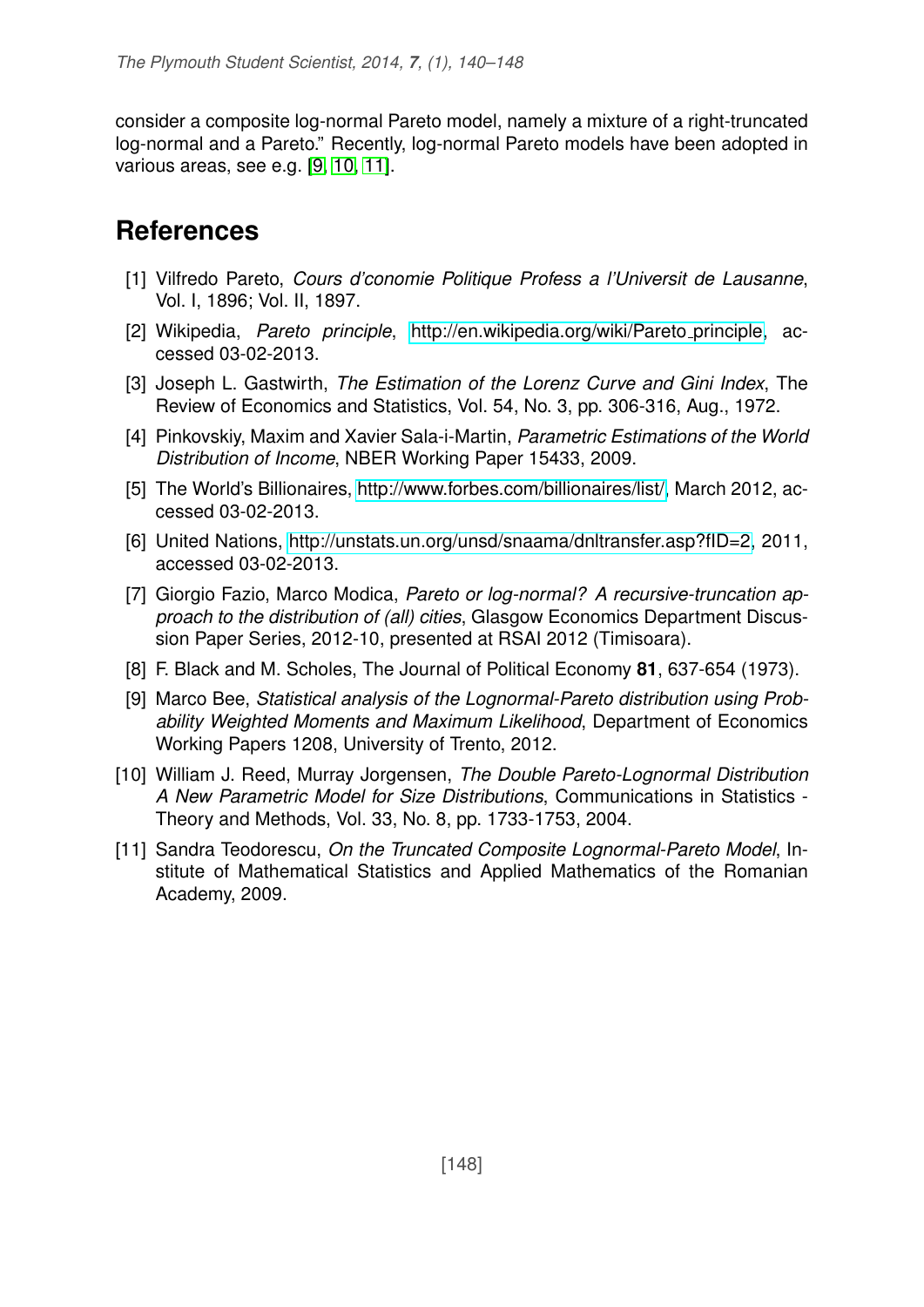consider a composite log-normal Pareto model, namely a mixture of a right-truncated log-normal and a Pareto." Recently, log-normal Pareto models have been adopted in various areas, see e.g. [9, 10, 11].

## References

[1] Vilfredo Pareto, *Cours d'conomie Politique Profess a l'Universit de Lausanne*, Vol. I, 1896; Vol. II, 1897.

[2] Wikipedia, *Pareto principle*, http://en.wikipedia.org/wiki/Pareto_principle, accessed 03-02-2013.

[3] Joseph L. Gastwirth, *The Estimation of the Lorenz Curve and Gini Index*, The Review of Economics and Statistics, Vol. 54, No. 3, pp. 306-316, Aug., 1972.

[4] Pinkovskiy, Maxim and Xavier Sala-i-Martin, *Parametric Estimations of the World Distribution of Income*, NBER Working Paper 15433, 2009.

[5] The World's Billionaires, http://www.forbes.com/billionaires/list/, March 2012, accessed 03-02-2013.

[6] United Nations, http://unstats.un.org/unsd/snaama/dnltransfer.asp?fID=2, 2011, accessed 03-02-2013.

[7] Giorgio Fazio, Marco Modica, *Pareto or log-normal? A recursive-truncation approach to the distribution of (all) cities*, Glasgow Economics Department Discussion Paper Series, 2012-10, presented at RSAI 2012 (Timisoara).

[8] F. Black and M. Scholes, The Journal of Political Economy **81**, 637-654 (1973).

[9] Marco Bee, *Statistical analysis of the Lognormal-Pareto distribution using Probability Weighted Moments and Maximum Likelihood*, Department of Economics Working Papers 1208, University of Trento, 2012.

[10] William J. Reed, Murray Jorgensen, *The Double Pareto-Lognormal Distribution A New Parametric Model for Size Distributions*, Communications in Statistics - Theory and Methods, Vol. 33, No. 8, pp. 1733-1753, 2004.

[11] Sandra Teodorescu, *On the Truncated Composite Lognormal-Pareto Model*, Institute of Mathematical Statistics and Applied Mathematics of the Romanian Academy, 2009.